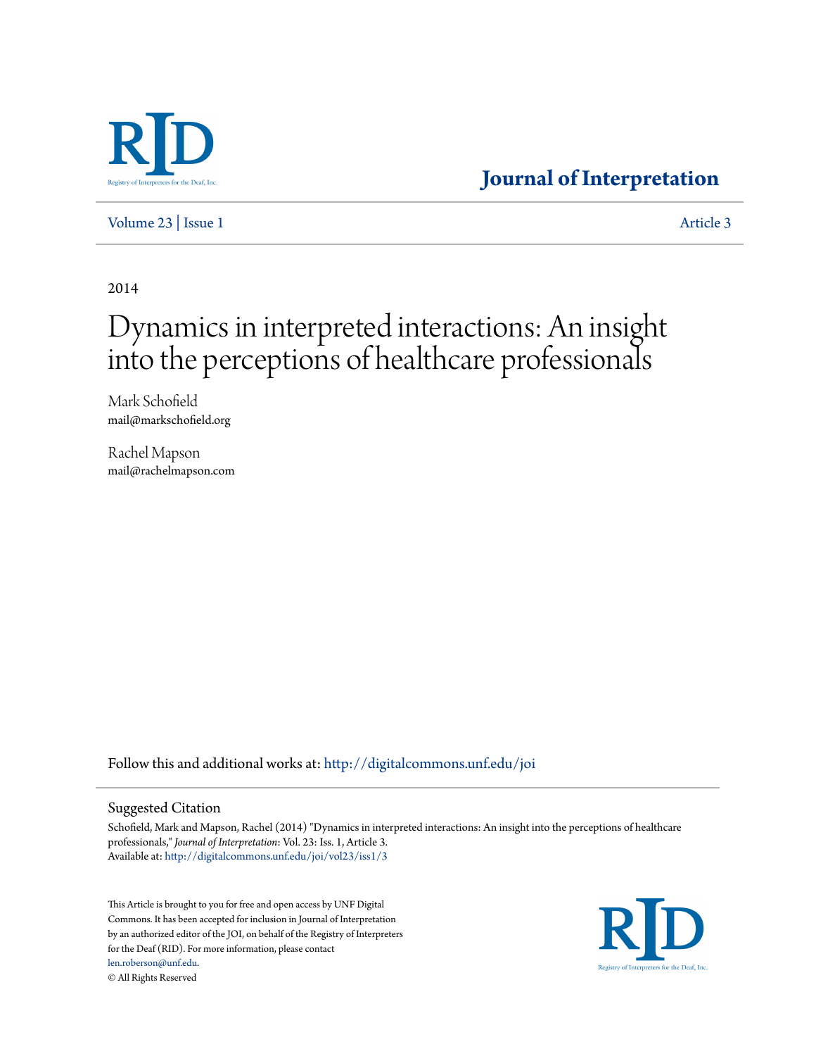Journal of Interpretation

Volume 23 | Issue 1 Article 3

2014

# Dynamics in interpreted interactions: An insight into the perceptions of healthcare professionals

Mark Schofield
mail@markschofield.org

Rachel Mapson
mail@rachelmapson.com

Follow this and additional works at: http://digitalcommons.unf.edu/joi

## Suggested Citation

Schofield, Mark and Mapson, Rachel (2014) "Dynamics in interpreted interactions: An insight into the perceptions of healthcare professionals," *Journal of Interpretation*: Vol. 23: Iss. 1, Article 3.
Available at: http://digitalcommons.unf.edu/joi/vol23/iss1/3

This Article is brought to you for free and open access by UNF Digital Commons. It has been accepted for inclusion in Journal of Interpretation by an authorized editor of the JOI, on behalf of the Registry of Interpreters for the Deaf (RID). For more information, please contact len.roberson@unf.edu.
© All Rights Reserved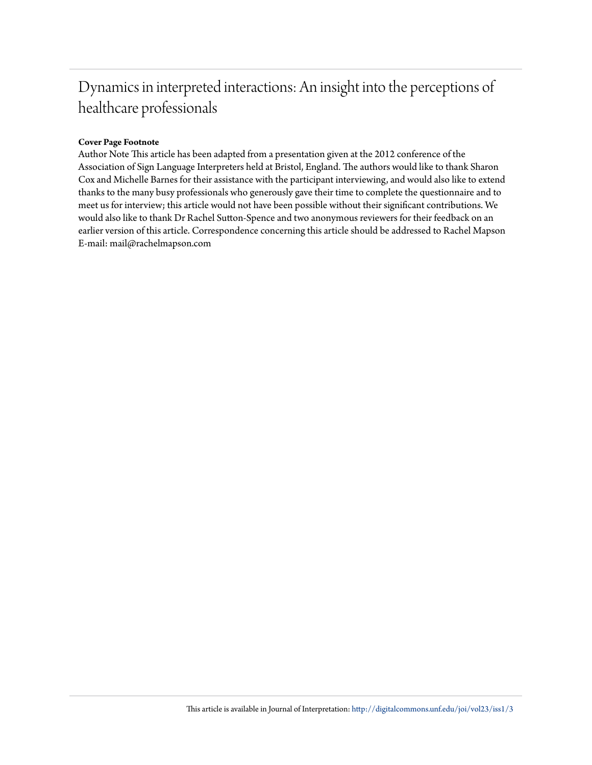# Dynamics in interpreted interactions: An insight into the perceptions of healthcare professionals

**Cover Page Footnote**

Author Note This article has been adapted from a presentation given at the 2012 conference of the Association of Sign Language Interpreters held at Bristol, England. The authors would like to thank Sharon Cox and Michelle Barnes for their assistance with the participant interviewing, and would also like to extend thanks to the many busy professionals who generously gave their time to complete the questionnaire and to meet us for interview; this article would not have been possible without their significant contributions. We would also like to thank Dr Rachel Sutton-Spence and two anonymous reviewers for their feedback on an earlier version of this article. Correspondence concerning this article should be addressed to Rachel Mapson E-mail: mail@rachelmapson.com

This article is available in Journal of Interpretation: http://digitalcommons.unf.edu/joi/vol23/iss1/3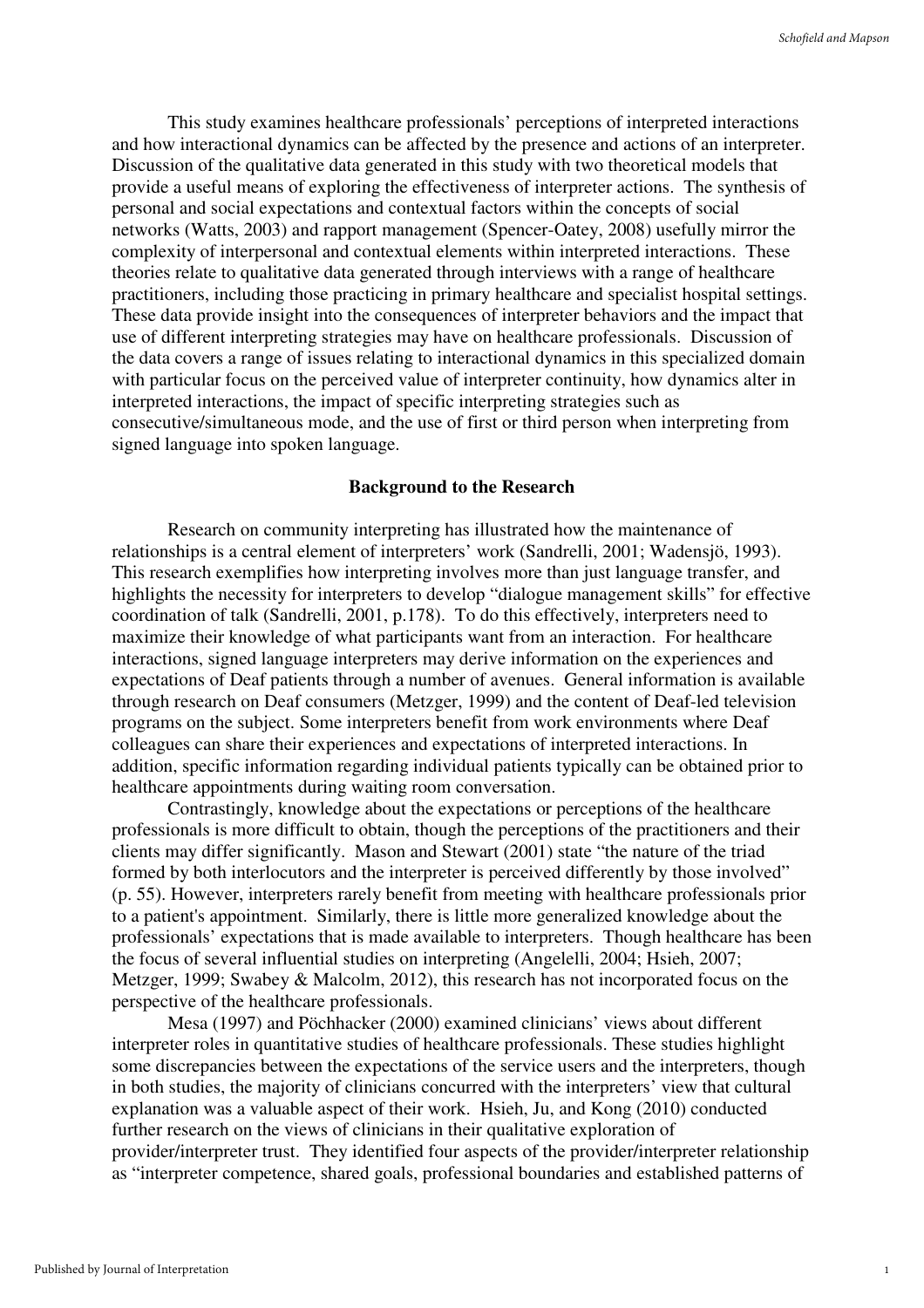This study examines healthcare professionals' perceptions of interpreted interactions and how interactional dynamics can be affected by the presence and actions of an interpreter. Discussion of the qualitative data generated in this study with two theoretical models that provide a useful means of exploring the effectiveness of interpreter actions. The synthesis of personal and social expectations and contextual factors within the concepts of social networks (Watts, 2003) and rapport management (Spencer-Oatey, 2008) usefully mirror the complexity of interpersonal and contextual elements within interpreted interactions. These theories relate to qualitative data generated through interviews with a range of healthcare practitioners, including those practicing in primary healthcare and specialist hospital settings. These data provide insight into the consequences of interpreter behaviors and the impact that use of different interpreting strategies may have on healthcare professionals. Discussion of the data covers a range of issues relating to interactional dynamics in this specialized domain with particular focus on the perceived value of interpreter continuity, how dynamics alter in interpreted interactions, the impact of specific interpreting strategies such as consecutive/simultaneous mode, and the use of first or third person when interpreting from signed language into spoken language.

## Background to the Research

Research on community interpreting has illustrated how the maintenance of relationships is a central element of interpreters' work (Sandrelli, 2001; Wadensjö, 1993). This research exemplifies how interpreting involves more than just language transfer, and highlights the necessity for interpreters to develop "dialogue management skills" for effective coordination of talk (Sandrelli, 2001, p.178). To do this effectively, interpreters need to maximize their knowledge of what participants want from an interaction. For healthcare interactions, signed language interpreters may derive information on the experiences and expectations of Deaf patients through a number of avenues. General information is available through research on Deaf consumers (Metzger, 1999) and the content of Deaf-led television programs on the subject. Some interpreters benefit from work environments where Deaf colleagues can share their experiences and expectations of interpreted interactions. In addition, specific information regarding individual patients typically can be obtained prior to healthcare appointments during waiting room conversation.

Contrastingly, knowledge about the expectations or perceptions of the healthcare professionals is more difficult to obtain, though the perceptions of the practitioners and their clients may differ significantly. Mason and Stewart (2001) state "the nature of the triad formed by both interlocutors and the interpreter is perceived differently by those involved" (p. 55). However, interpreters rarely benefit from meeting with healthcare professionals prior to a patient's appointment. Similarly, there is little more generalized knowledge about the professionals' expectations that is made available to interpreters. Though healthcare has been the focus of several influential studies on interpreting (Angelelli, 2004; Hsieh, 2007; Metzger, 1999; Swabey & Malcolm, 2012), this research has not incorporated focus on the perspective of the healthcare professionals.

Mesa (1997) and Pöchhacker (2000) examined clinicians' views about different interpreter roles in quantitative studies of healthcare professionals. These studies highlight some discrepancies between the expectations of the service users and the interpreters, though in both studies, the majority of clinicians concurred with the interpreters' view that cultural explanation was a valuable aspect of their work. Hsieh, Ju, and Kong (2010) conducted further research on the views of clinicians in their qualitative exploration of provider/interpreter trust. They identified four aspects of the provider/interpreter relationship as "interpreter competence, shared goals, professional boundaries and established patterns of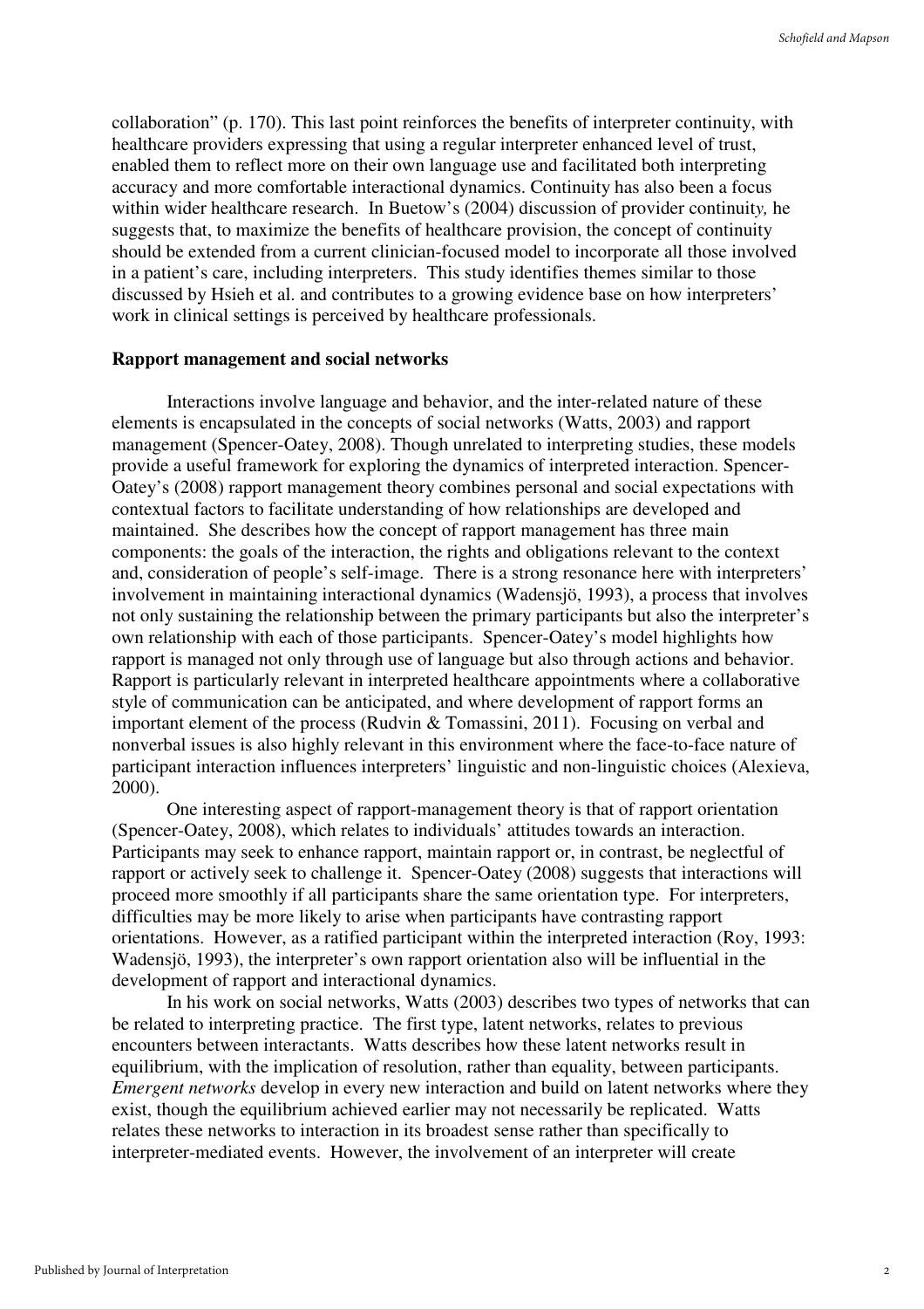collaboration" (p. 170). This last point reinforces the benefits of interpreter continuity, with healthcare providers expressing that using a regular interpreter enhanced level of trust, enabled them to reflect more on their own language use and facilitated both interpreting accuracy and more comfortable interactional dynamics. Continuity has also been a focus within wider healthcare research. In Buetow's (2004) discussion of provider continuity, he suggests that, to maximize the benefits of healthcare provision, the concept of continuity should be extended from a current clinician-focused model to incorporate all those involved in a patient's care, including interpreters. This study identifies themes similar to those discussed by Hsieh et al. and contributes to a growing evidence base on how interpreters' work in clinical settings is perceived by healthcare professionals.

**Rapport management and social networks**

Interactions involve language and behavior, and the inter-related nature of these elements is encapsulated in the concepts of social networks (Watts, 2003) and rapport management (Spencer-Oatey, 2008). Though unrelated to interpreting studies, these models provide a useful framework for exploring the dynamics of interpreted interaction. Spencer-Oatey's (2008) rapport management theory combines personal and social expectations with contextual factors to facilitate understanding of how relationships are developed and maintained. She describes how the concept of rapport management has three main components: the goals of the interaction, the rights and obligations relevant to the context and, consideration of people's self-image. There is a strong resonance here with interpreters' involvement in maintaining interactional dynamics (Wadensjö, 1993), a process that involves not only sustaining the relationship between the primary participants but also the interpreter's own relationship with each of those participants. Spencer-Oatey's model highlights how rapport is managed not only through use of language but also through actions and behavior. Rapport is particularly relevant in interpreted healthcare appointments where a collaborative style of communication can be anticipated, and where development of rapport forms an important element of the process (Rudvin & Tomassini, 2011). Focusing on verbal and nonverbal issues is also highly relevant in this environment where the face-to-face nature of participant interaction influences interpreters' linguistic and non-linguistic choices (Alexieva, 2000).

One interesting aspect of rapport-management theory is that of rapport orientation (Spencer-Oatey, 2008), which relates to individuals' attitudes towards an interaction. Participants may seek to enhance rapport, maintain rapport or, in contrast, be neglectful of rapport or actively seek to challenge it. Spencer-Oatey (2008) suggests that interactions will proceed more smoothly if all participants share the same orientation type. For interpreters, difficulties may be more likely to arise when participants have contrasting rapport orientations. However, as a ratified participant within the interpreted interaction (Roy, 1993: Wadensjö, 1993), the interpreter's own rapport orientation also will be influential in the development of rapport and interactional dynamics.

In his work on social networks, Watts (2003) describes two types of networks that can be related to interpreting practice. The first type, latent networks, relates to previous encounters between interactants. Watts describes how these latent networks result in equilibrium, with the implication of resolution, rather than equality, between participants. *Emergent networks* develop in every new interaction and build on latent networks where they exist, though the equilibrium achieved earlier may not necessarily be replicated. Watts relates these networks to interaction in its broadest sense rather than specifically to interpreter-mediated events. However, the involvement of an interpreter will create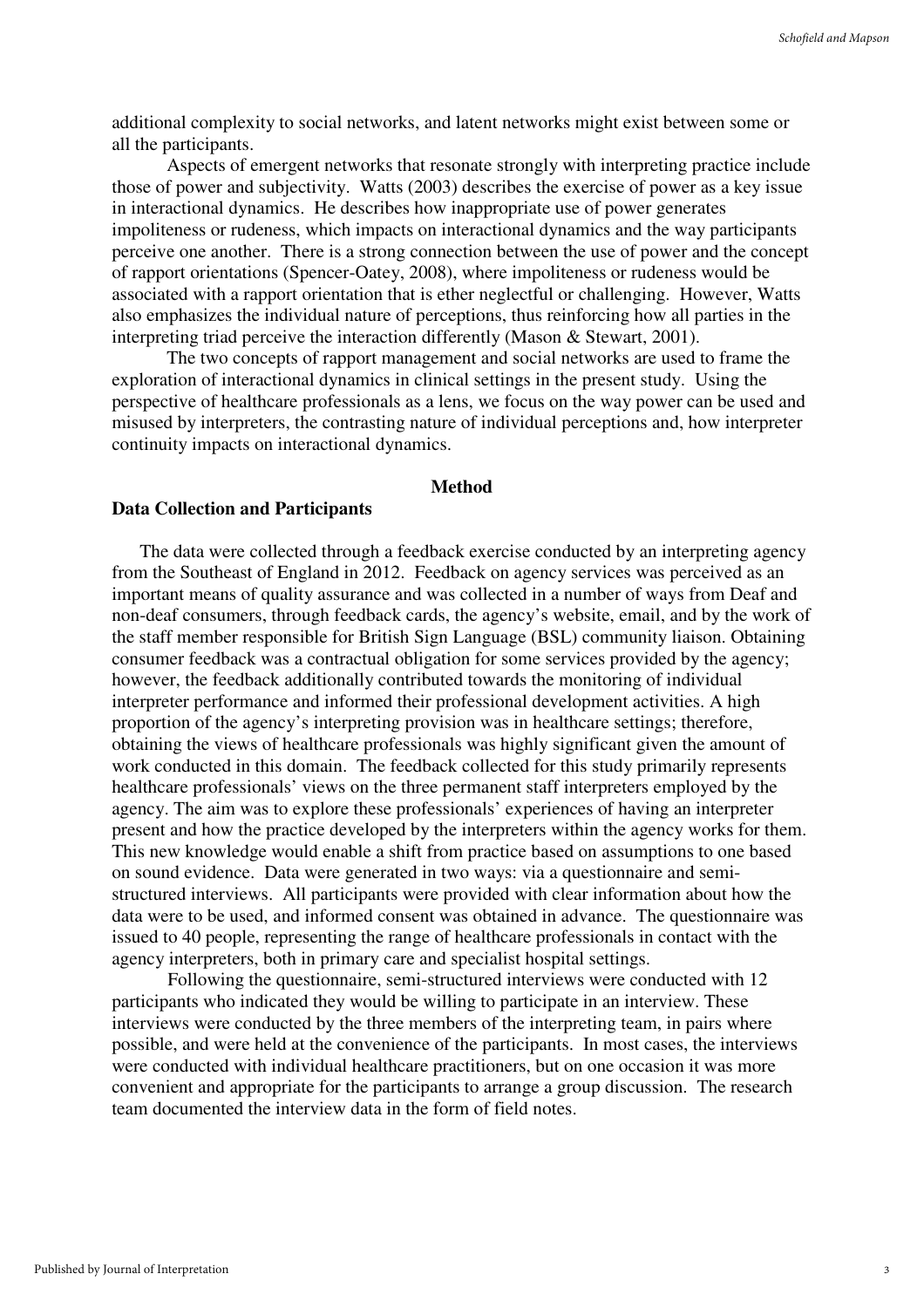additional complexity to social networks, and latent networks might exist between some or all the participants.

Aspects of emergent networks that resonate strongly with interpreting practice include those of power and subjectivity. Watts (2003) describes the exercise of power as a key issue in interactional dynamics. He describes how inappropriate use of power generates impoliteness or rudeness, which impacts on interactional dynamics and the way participants perceive one another. There is a strong connection between the use of power and the concept of rapport orientations (Spencer-Oatey, 2008), where impoliteness or rudeness would be associated with a rapport orientation that is ether neglectful or challenging. However, Watts also emphasizes the individual nature of perceptions, thus reinforcing how all parties in the interpreting triad perceive the interaction differently (Mason & Stewart, 2001).

The two concepts of rapport management and social networks are used to frame the exploration of interactional dynamics in clinical settings in the present study. Using the perspective of healthcare professionals as a lens, we focus on the way power can be used and misused by interpreters, the contrasting nature of individual perceptions and, how interpreter continuity impacts on interactional dynamics.

## Method

### Data Collection and Participants

The data were collected through a feedback exercise conducted by an interpreting agency from the Southeast of England in 2012. Feedback on agency services was perceived as an important means of quality assurance and was collected in a number of ways from Deaf and non-deaf consumers, through feedback cards, the agency's website, email, and by the work of the staff member responsible for British Sign Language (BSL) community liaison. Obtaining consumer feedback was a contractual obligation for some services provided by the agency; however, the feedback additionally contributed towards the monitoring of individual interpreter performance and informed their professional development activities. A high proportion of the agency's interpreting provision was in healthcare settings; therefore, obtaining the views of healthcare professionals was highly significant given the amount of work conducted in this domain. The feedback collected for this study primarily represents healthcare professionals' views on the three permanent staff interpreters employed by the agency. The aim was to explore these professionals' experiences of having an interpreter present and how the practice developed by the interpreters within the agency works for them. This new knowledge would enable a shift from practice based on assumptions to one based on sound evidence. Data were generated in two ways: via a questionnaire and semi-structured interviews. All participants were provided with clear information about how the data were to be used, and informed consent was obtained in advance. The questionnaire was issued to 40 people, representing the range of healthcare professionals in contact with the agency interpreters, both in primary care and specialist hospital settings.

Following the questionnaire, semi-structured interviews were conducted with 12 participants who indicated they would be willing to participate in an interview. These interviews were conducted by the three members of the interpreting team, in pairs where possible, and were held at the convenience of the participants. In most cases, the interviews were conducted with individual healthcare practitioners, but on one occasion it was more convenient and appropriate for the participants to arrange a group discussion. The research team documented the interview data in the form of field notes.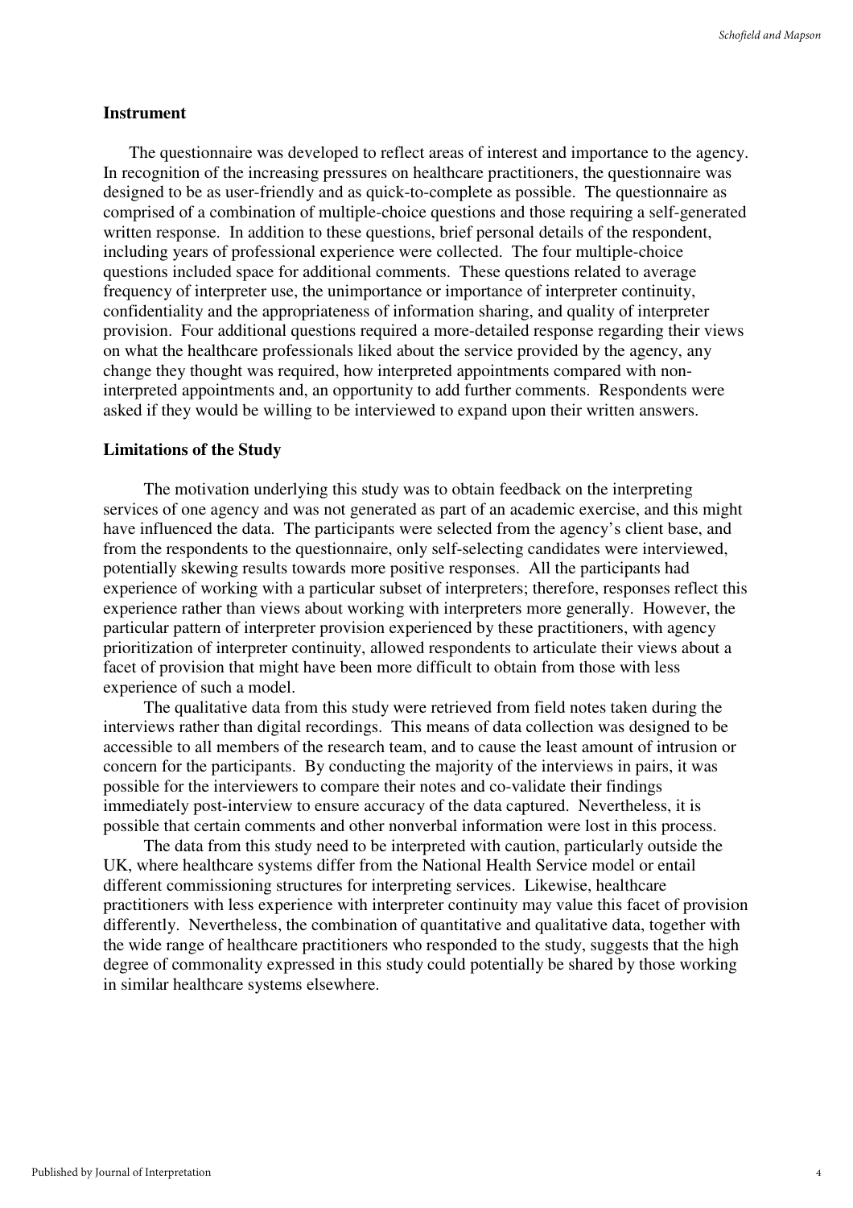### Instrument

The questionnaire was developed to reflect areas of interest and importance to the agency. In recognition of the increasing pressures on healthcare practitioners, the questionnaire was designed to be as user-friendly and as quick-to-complete as possible. The questionnaire as comprised of a combination of multiple-choice questions and those requiring a self-generated written response. In addition to these questions, brief personal details of the respondent, including years of professional experience were collected. The four multiple-choice questions included space for additional comments. These questions related to average frequency of interpreter use, the unimportance or importance of interpreter continuity, confidentiality and the appropriateness of information sharing, and quality of interpreter provision. Four additional questions required a more-detailed response regarding their views on what the healthcare professionals liked about the service provided by the agency, any change they thought was required, how interpreted appointments compared with non-interpreted appointments and, an opportunity to add further comments. Respondents were asked if they would be willing to be interviewed to expand upon their written answers.

### Limitations of the Study

The motivation underlying this study was to obtain feedback on the interpreting services of one agency and was not generated as part of an academic exercise, and this might have influenced the data. The participants were selected from the agency's client base, and from the respondents to the questionnaire, only self-selecting candidates were interviewed, potentially skewing results towards more positive responses. All the participants had experience of working with a particular subset of interpreters; therefore, responses reflect this experience rather than views about working with interpreters more generally. However, the particular pattern of interpreter provision experienced by these practitioners, with agency prioritization of interpreter continuity, allowed respondents to articulate their views about a facet of provision that might have been more difficult to obtain from those with less experience of such a model.

The qualitative data from this study were retrieved from field notes taken during the interviews rather than digital recordings. This means of data collection was designed to be accessible to all members of the research team, and to cause the least amount of intrusion or concern for the participants. By conducting the majority of the interviews in pairs, it was possible for the interviewers to compare their notes and co-validate their findings immediately post-interview to ensure accuracy of the data captured. Nevertheless, it is possible that certain comments and other nonverbal information were lost in this process.

The data from this study need to be interpreted with caution, particularly outside the UK, where healthcare systems differ from the National Health Service model or entail different commissioning structures for interpreting services. Likewise, healthcare practitioners with less experience with interpreter continuity may value this facet of provision differently. Nevertheless, the combination of quantitative and qualitative data, together with the wide range of healthcare practitioners who responded to the study, suggests that the high degree of commonality expressed in this study could potentially be shared by those working in similar healthcare systems elsewhere.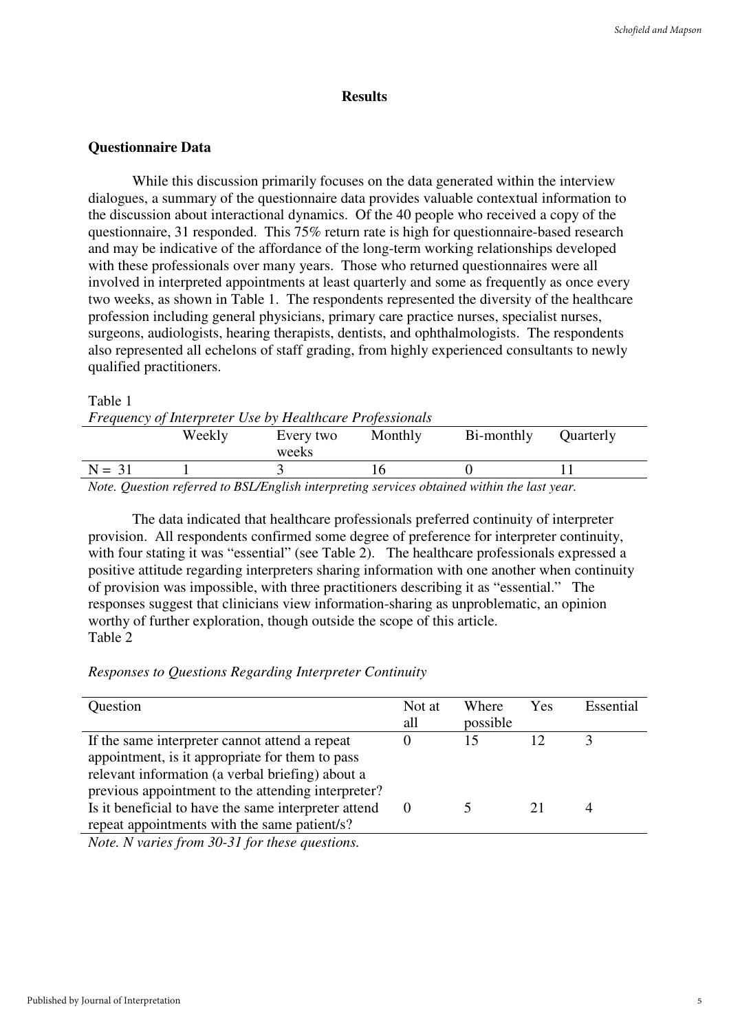## Results

### Questionnaire Data

While this discussion primarily focuses on the data generated within the interview dialogues, a summary of the questionnaire data provides valuable contextual information to the discussion about interactional dynamics. Of the 40 people who received a copy of the questionnaire, 31 responded. This 75% return rate is high for questionnaire-based research and may be indicative of the affordance of the long-term working relationships developed with these professionals over many years. Those who returned questionnaires were all involved in interpreted appointments at least quarterly and some as frequently as once every two weeks, as shown in Table 1. The respondents represented the diversity of the healthcare profession including general physicians, primary care practice nurses, specialist nurses, surgeons, audiologists, hearing therapists, dentists, and ophthalmologists. The respondents also represented all echelons of staff grading, from highly experienced consultants to newly qualified practitioners.

Table 1

*Frequency of Interpreter Use by Healthcare Professionals*

| | Weekly | Every two weeks | Monthly | Bi-monthly | Quarterly |
|---|---|---|---|---|---|
| N = 31 | 1 | 3 | 16 | 0 | 11 |

*Note. Question referred to BSL/English interpreting services obtained within the last year.*

The data indicated that healthcare professionals preferred continuity of interpreter provision. All respondents confirmed some degree of preference for interpreter continuity, with four stating it was "essential" (see Table 2). The healthcare professionals expressed a positive attitude regarding interpreters sharing information with one another when continuity of provision was impossible, with three practitioners describing it as "essential." The responses suggest that clinicians view information-sharing as unproblematic, an opinion worthy of further exploration, though outside the scope of this article.

Table 2

*Responses to Questions Regarding Interpreter Continuity*

| Question | Not at all | Where possible | Yes | Essential |
|---|---|---|---|---|
| If the same interpreter cannot attend a repeat appointment, is it appropriate for them to pass relevant information (a verbal briefing) about a previous appointment to the attending interpreter? | 0 | 15 | 12 | 3 |
| Is it beneficial to have the same interpreter attend repeat appointments with the same patient/s? | 0 | 5 | 21 | 4 |

*Note. N varies from 30-31 for these questions.*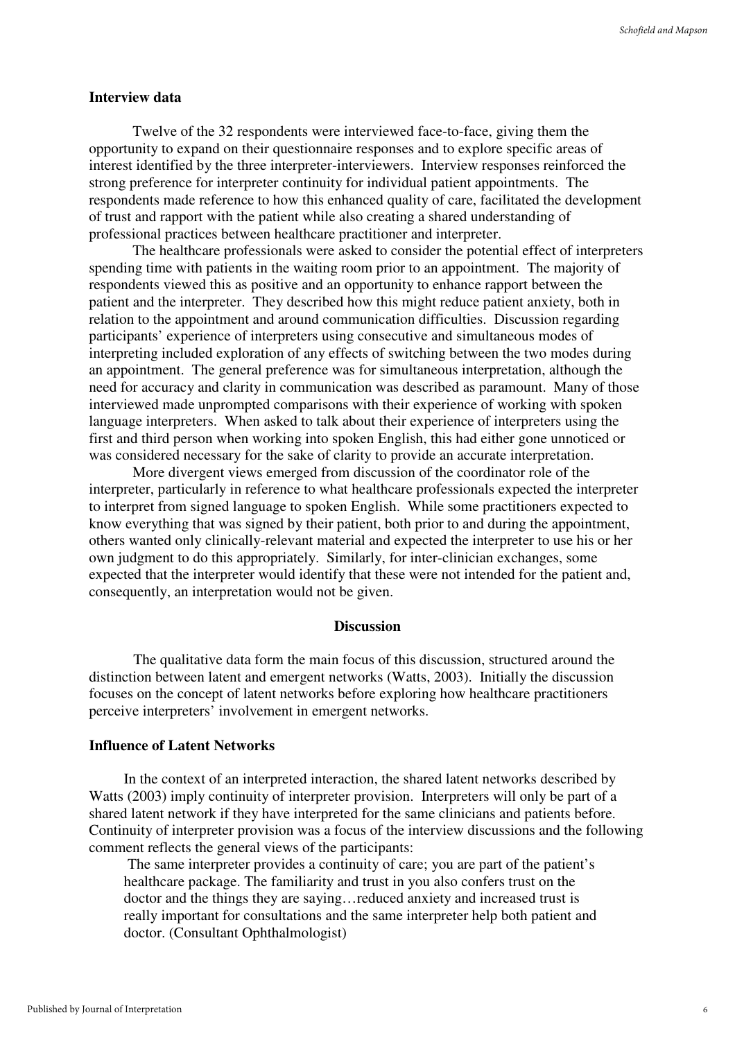### Interview data

Twelve of the 32 respondents were interviewed face-to-face, giving them the opportunity to expand on their questionnaire responses and to explore specific areas of interest identified by the three interpreter-interviewers. Interview responses reinforced the strong preference for interpreter continuity for individual patient appointments. The respondents made reference to how this enhanced quality of care, facilitated the development of trust and rapport with the patient while also creating a shared understanding of professional practices between healthcare practitioner and interpreter.

The healthcare professionals were asked to consider the potential effect of interpreters spending time with patients in the waiting room prior to an appointment. The majority of respondents viewed this as positive and an opportunity to enhance rapport between the patient and the interpreter. They described how this might reduce patient anxiety, both in relation to the appointment and around communication difficulties. Discussion regarding participants' experience of interpreters using consecutive and simultaneous modes of interpreting included exploration of any effects of switching between the two modes during an appointment. The general preference was for simultaneous interpretation, although the need for accuracy and clarity in communication was described as paramount. Many of those interviewed made unprompted comparisons with their experience of working with spoken language interpreters. When asked to talk about their experience of interpreters using the first and third person when working into spoken English, this had either gone unnoticed or was considered necessary for the sake of clarity to provide an accurate interpretation.

More divergent views emerged from discussion of the coordinator role of the interpreter, particularly in reference to what healthcare professionals expected the interpreter to interpret from signed language to spoken English. While some practitioners expected to know everything that was signed by their patient, both prior to and during the appointment, others wanted only clinically-relevant material and expected the interpreter to use his or her own judgment to do this appropriately. Similarly, for inter-clinician exchanges, some expected that the interpreter would identify that these were not intended for the patient and, consequently, an interpretation would not be given.

## Discussion

The qualitative data form the main focus of this discussion, structured around the distinction between latent and emergent networks (Watts, 2003). Initially the discussion focuses on the concept of latent networks before exploring how healthcare practitioners perceive interpreters' involvement in emergent networks.

### Influence of Latent Networks

In the context of an interpreted interaction, the shared latent networks described by Watts (2003) imply continuity of interpreter provision. Interpreters will only be part of a shared latent network if they have interpreted for the same clinicians and patients before. Continuity of interpreter provision was a focus of the interview discussions and the following comment reflects the general views of the participants:

> The same interpreter provides a continuity of care; you are part of the patient's healthcare package. The familiarity and trust in you also confers trust on the doctor and the things they are saying…reduced anxiety and increased trust is really important for consultations and the same interpreter help both patient and doctor. (Consultant Ophthalmologist)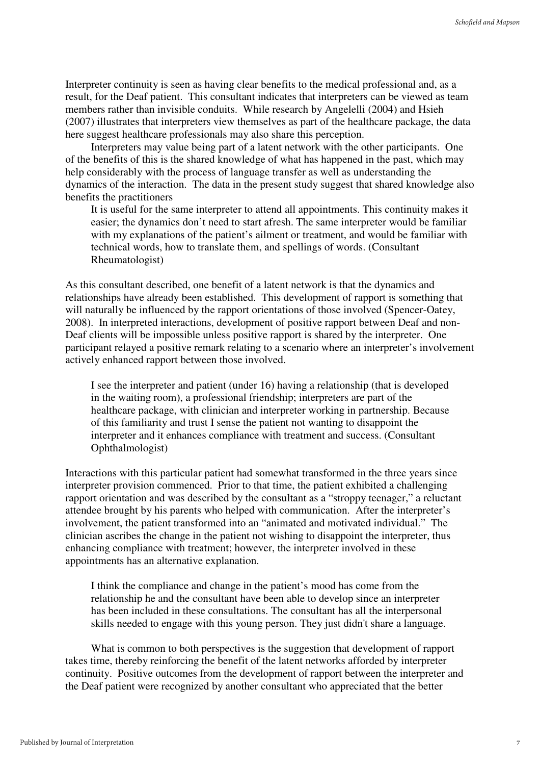Interpreter continuity is seen as having clear benefits to the medical professional and, as a result, for the Deaf patient. This consultant indicates that interpreters can be viewed as team members rather than invisible conduits. While research by Angelelli (2004) and Hsieh (2007) illustrates that interpreters view themselves as part of the healthcare package, the data here suggest healthcare professionals may also share this perception.

Interpreters may value being part of a latent network with the other participants. One of the benefits of this is the shared knowledge of what has happened in the past, which may help considerably with the process of language transfer as well as understanding the dynamics of the interaction. The data in the present study suggest that shared knowledge also benefits the practitioners

> It is useful for the same interpreter to attend all appointments. This continuity makes it easier; the dynamics don't need to start afresh. The same interpreter would be familiar with my explanations of the patient's ailment or treatment, and would be familiar with technical words, how to translate them, and spellings of words. (Consultant Rheumatologist)

As this consultant described, one benefit of a latent network is that the dynamics and relationships have already been established. This development of rapport is something that will naturally be influenced by the rapport orientations of those involved (Spencer-Oatey, 2008). In interpreted interactions, development of positive rapport between Deaf and non-Deaf clients will be impossible unless positive rapport is shared by the interpreter. One participant relayed a positive remark relating to a scenario where an interpreter's involvement actively enhanced rapport between those involved.

> I see the interpreter and patient (under 16) having a relationship (that is developed in the waiting room), a professional friendship; interpreters are part of the healthcare package, with clinician and interpreter working in partnership. Because of this familiarity and trust I sense the patient not wanting to disappoint the interpreter and it enhances compliance with treatment and success. (Consultant Ophthalmologist)

Interactions with this particular patient had somewhat transformed in the three years since interpreter provision commenced. Prior to that time, the patient exhibited a challenging rapport orientation and was described by the consultant as a "stroppy teenager," a reluctant attendee brought by his parents who helped with communication. After the interpreter's involvement, the patient transformed into an "animated and motivated individual." The clinician ascribes the change in the patient not wishing to disappoint the interpreter, thus enhancing compliance with treatment; however, the interpreter involved in these appointments has an alternative explanation.

> I think the compliance and change in the patient's mood has come from the relationship he and the consultant have been able to develop since an interpreter has been included in these consultations. The consultant has all the interpersonal skills needed to engage with this young person. They just didn't share a language.

What is common to both perspectives is the suggestion that development of rapport takes time, thereby reinforcing the benefit of the latent networks afforded by interpreter continuity. Positive outcomes from the development of rapport between the interpreter and the Deaf patient were recognized by another consultant who appreciated that the better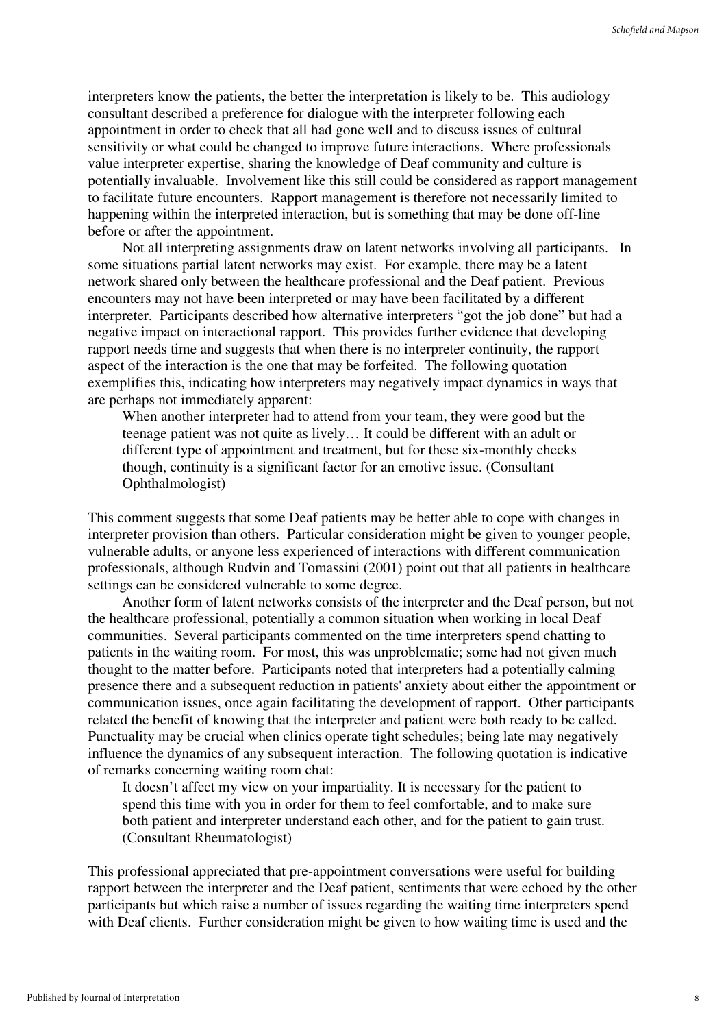interpreters know the patients, the better the interpretation is likely to be. This audiology consultant described a preference for dialogue with the interpreter following each appointment in order to check that all had gone well and to discuss issues of cultural sensitivity or what could be changed to improve future interactions. Where professionals value interpreter expertise, sharing the knowledge of Deaf community and culture is potentially invaluable. Involvement like this still could be considered as rapport management to facilitate future encounters. Rapport management is therefore not necessarily limited to happening within the interpreted interaction, but is something that may be done off-line before or after the appointment.

Not all interpreting assignments draw on latent networks involving all participants. In some situations partial latent networks may exist. For example, there may be a latent network shared only between the healthcare professional and the Deaf patient. Previous encounters may not have been interpreted or may have been facilitated by a different interpreter. Participants described how alternative interpreters "got the job done" but had a negative impact on interactional rapport. This provides further evidence that developing rapport needs time and suggests that when there is no interpreter continuity, the rapport aspect of the interaction is the one that may be forfeited. The following quotation exemplifies this, indicating how interpreters may negatively impact dynamics in ways that are perhaps not immediately apparent:

> When another interpreter had to attend from your team, they were good but the teenage patient was not quite as lively… It could be different with an adult or different type of appointment and treatment, but for these six-monthly checks though, continuity is a significant factor for an emotive issue. (Consultant Ophthalmologist)

This comment suggests that some Deaf patients may be better able to cope with changes in interpreter provision than others. Particular consideration might be given to younger people, vulnerable adults, or anyone less experienced of interactions with different communication professionals, although Rudvin and Tomassini (2001) point out that all patients in healthcare settings can be considered vulnerable to some degree.

Another form of latent networks consists of the interpreter and the Deaf person, but not the healthcare professional, potentially a common situation when working in local Deaf communities. Several participants commented on the time interpreters spend chatting to patients in the waiting room. For most, this was unproblematic; some had not given much thought to the matter before. Participants noted that interpreters had a potentially calming presence there and a subsequent reduction in patients' anxiety about either the appointment or communication issues, once again facilitating the development of rapport. Other participants related the benefit of knowing that the interpreter and patient were both ready to be called. Punctuality may be crucial when clinics operate tight schedules; being late may negatively influence the dynamics of any subsequent interaction. The following quotation is indicative of remarks concerning waiting room chat:

> It doesn't affect my view on your impartiality. It is necessary for the patient to spend this time with you in order for them to feel comfortable, and to make sure both patient and interpreter understand each other, and for the patient to gain trust. (Consultant Rheumatologist)

This professional appreciated that pre-appointment conversations were useful for building rapport between the interpreter and the Deaf patient, sentiments that were echoed by the other participants but which raise a number of issues regarding the waiting time interpreters spend with Deaf clients. Further consideration might be given to how waiting time is used and the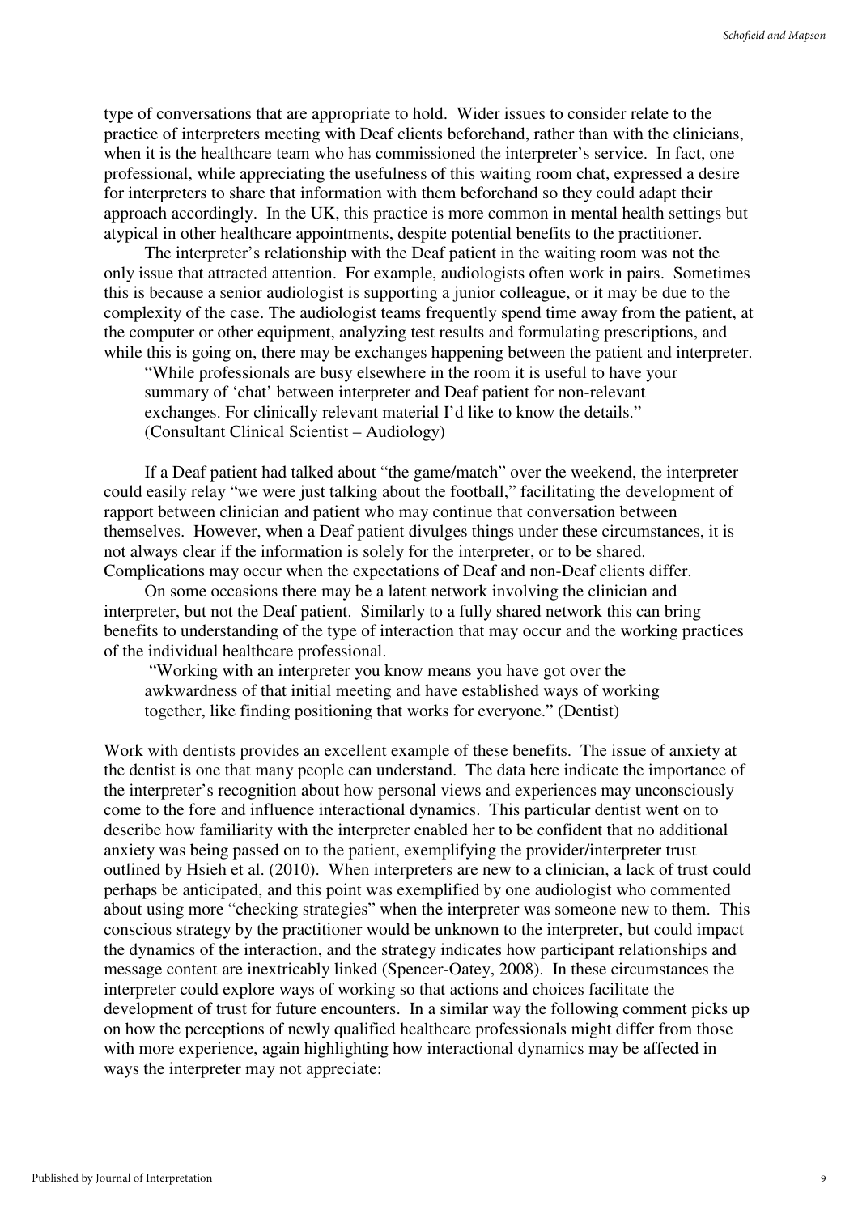type of conversations that are appropriate to hold. Wider issues to consider relate to the practice of interpreters meeting with Deaf clients beforehand, rather than with the clinicians, when it is the healthcare team who has commissioned the interpreter's service. In fact, one professional, while appreciating the usefulness of this waiting room chat, expressed a desire for interpreters to share that information with them beforehand so they could adapt their approach accordingly. In the UK, this practice is more common in mental health settings but atypical in other healthcare appointments, despite potential benefits to the practitioner.

The interpreter's relationship with the Deaf patient in the waiting room was not the only issue that attracted attention. For example, audiologists often work in pairs. Sometimes this is because a senior audiologist is supporting a junior colleague, or it may be due to the complexity of the case. The audiologist teams frequently spend time away from the patient, at the computer or other equipment, analyzing test results and formulating prescriptions, and while this is going on, there may be exchanges happening between the patient and interpreter.

> "While professionals are busy elsewhere in the room it is useful to have your summary of 'chat' between interpreter and Deaf patient for non-relevant exchanges. For clinically relevant material I'd like to know the details." (Consultant Clinical Scientist – Audiology)

If a Deaf patient had talked about "the game/match" over the weekend, the interpreter could easily relay "we were just talking about the football," facilitating the development of rapport between clinician and patient who may continue that conversation between themselves. However, when a Deaf patient divulges things under these circumstances, it is not always clear if the information is solely for the interpreter, or to be shared. Complications may occur when the expectations of Deaf and non-Deaf clients differ.

On some occasions there may be a latent network involving the clinician and interpreter, but not the Deaf patient. Similarly to a fully shared network this can bring benefits to understanding of the type of interaction that may occur and the working practices of the individual healthcare professional.

> "Working with an interpreter you know means you have got over the awkwardness of that initial meeting and have established ways of working together, like finding positioning that works for everyone." (Dentist)

Work with dentists provides an excellent example of these benefits. The issue of anxiety at the dentist is one that many people can understand. The data here indicate the importance of the interpreter's recognition about how personal views and experiences may unconsciously come to the fore and influence interactional dynamics. This particular dentist went on to describe how familiarity with the interpreter enabled her to be confident that no additional anxiety was being passed on to the patient, exemplifying the provider/interpreter trust outlined by Hsieh et al. (2010). When interpreters are new to a clinician, a lack of trust could perhaps be anticipated, and this point was exemplified by one audiologist who commented about using more "checking strategies" when the interpreter was someone new to them. This conscious strategy by the practitioner would be unknown to the interpreter, but could impact the dynamics of the interaction, and the strategy indicates how participant relationships and message content are inextricably linked (Spencer-Oatey, 2008). In these circumstances the interpreter could explore ways of working so that actions and choices facilitate the development of trust for future encounters. In a similar way the following comment picks up on how the perceptions of newly qualified healthcare professionals might differ from those with more experience, again highlighting how interactional dynamics may be affected in ways the interpreter may not appreciate: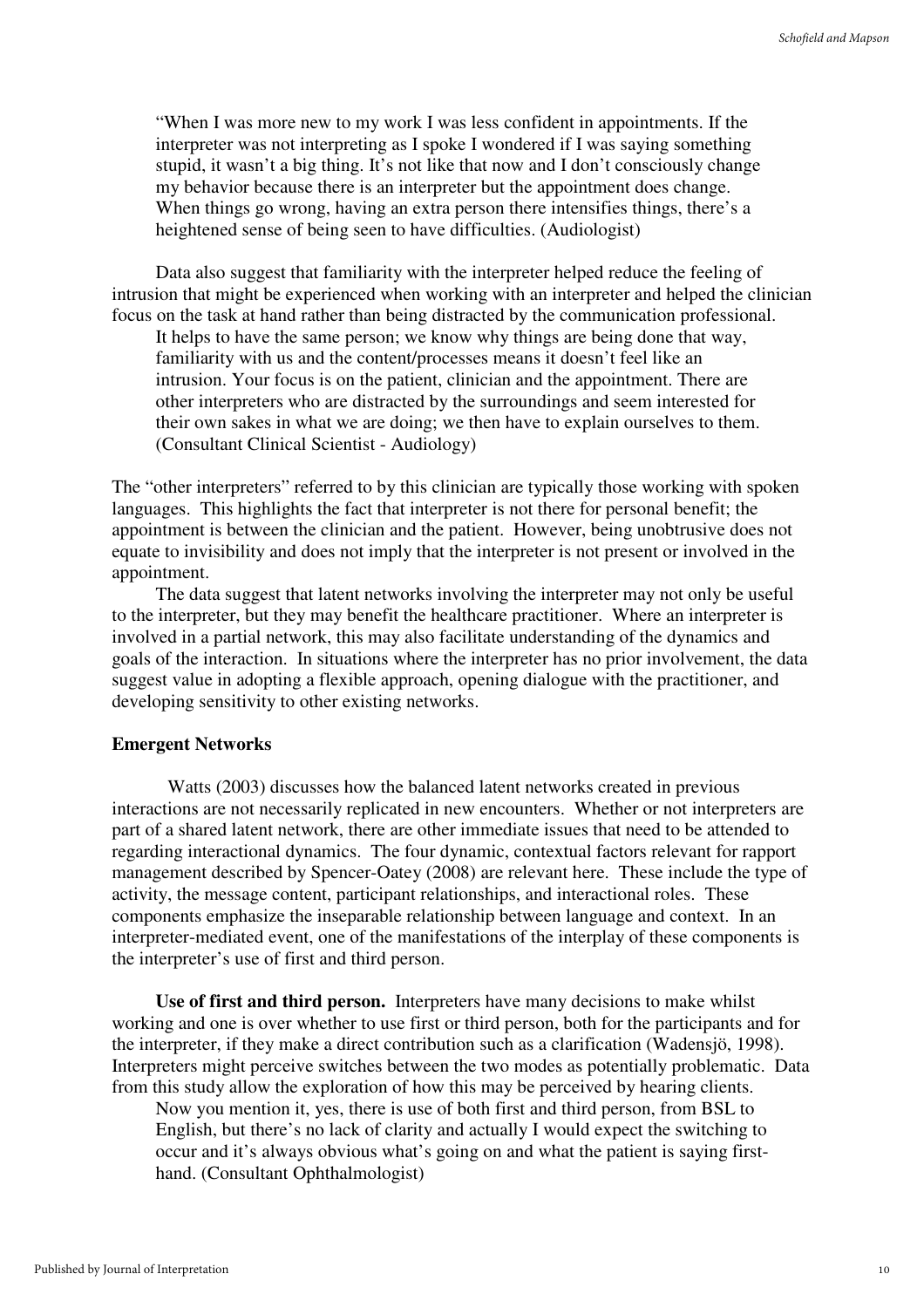> "When I was more new to my work I was less confident in appointments. If the interpreter was not interpreting as I spoke I wondered if I was saying something stupid, it wasn't a big thing. It's not like that now and I don't consciously change my behavior because there is an interpreter but the appointment does change. When things go wrong, having an extra person there intensifies things, there's a heightened sense of being seen to have difficulties. (Audiologist)

Data also suggest that familiarity with the interpreter helped reduce the feeling of intrusion that might be experienced when working with an interpreter and helped the clinician focus on the task at hand rather than being distracted by the communication professional.

> It helps to have the same person; we know why things are being done that way, familiarity with us and the content/processes means it doesn't feel like an intrusion. Your focus is on the patient, clinician and the appointment. There are other interpreters who are distracted by the surroundings and seem interested for their own sakes in what we are doing; we then have to explain ourselves to them. (Consultant Clinical Scientist - Audiology)

The "other interpreters" referred to by this clinician are typically those working with spoken languages. This highlights the fact that interpreter is not there for personal benefit; the appointment is between the clinician and the patient. However, being unobtrusive does not equate to invisibility and does not imply that the interpreter is not present or involved in the appointment.

The data suggest that latent networks involving the interpreter may not only be useful to the interpreter, but they may benefit the healthcare practitioner. Where an interpreter is involved in a partial network, this may also facilitate understanding of the dynamics and goals of the interaction. In situations where the interpreter has no prior involvement, the data suggest value in adopting a flexible approach, opening dialogue with the practitioner, and developing sensitivity to other existing networks.

**Emergent Networks**

Watts (2003) discusses how the balanced latent networks created in previous interactions are not necessarily replicated in new encounters. Whether or not interpreters are part of a shared latent network, there are other immediate issues that need to be attended to regarding interactional dynamics. The four dynamic, contextual factors relevant for rapport management described by Spencer-Oatey (2008) are relevant here. These include the type of activity, the message content, participant relationships, and interactional roles. These components emphasize the inseparable relationship between language and context. In an interpreter-mediated event, one of the manifestations of the interplay of these components is the interpreter's use of first and third person.

**Use of first and third person.** Interpreters have many decisions to make whilst working and one is over whether to use first or third person, both for the participants and for the interpreter, if they make a direct contribution such as a clarification (Wadensjö, 1998). Interpreters might perceive switches between the two modes as potentially problematic. Data from this study allow the exploration of how this may be perceived by hearing clients.

> Now you mention it, yes, there is use of both first and third person, from BSL to English, but there's no lack of clarity and actually I would expect the switching to occur and it's always obvious what's going on and what the patient is saying first-hand. (Consultant Ophthalmologist)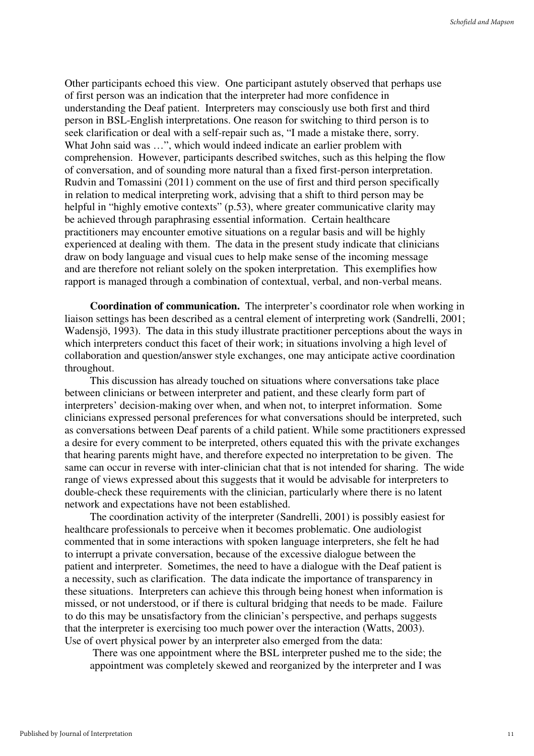Other participants echoed this view. One participant astutely observed that perhaps use of first person was an indication that the interpreter had more confidence in understanding the Deaf patient. Interpreters may consciously use both first and third person in BSL-English interpretations. One reason for switching to third person is to seek clarification or deal with a self-repair such as, "I made a mistake there, sorry. What John said was …", which would indeed indicate an earlier problem with comprehension. However, participants described switches, such as this helping the flow of conversation, and of sounding more natural than a fixed first-person interpretation. Rudvin and Tomassini (2011) comment on the use of first and third person specifically in relation to medical interpreting work, advising that a shift to third person may be helpful in "highly emotive contexts" (p.53), where greater communicative clarity may be achieved through paraphrasing essential information. Certain healthcare practitioners may encounter emotive situations on a regular basis and will be highly experienced at dealing with them. The data in the present study indicate that clinicians draw on body language and visual cues to help make sense of the incoming message and are therefore not reliant solely on the spoken interpretation. This exemplifies how rapport is managed through a combination of contextual, verbal, and non-verbal means.

**Coordination of communication.** The interpreter's coordinator role when working in liaison settings has been described as a central element of interpreting work (Sandrelli, 2001; Wadensjö, 1993). The data in this study illustrate practitioner perceptions about the ways in which interpreters conduct this facet of their work; in situations involving a high level of collaboration and question/answer style exchanges, one may anticipate active coordination throughout.

This discussion has already touched on situations where conversations take place between clinicians or between interpreter and patient, and these clearly form part of interpreters' decision-making over when, and when not, to interpret information. Some clinicians expressed personal preferences for what conversations should be interpreted, such as conversations between Deaf parents of a child patient. While some practitioners expressed a desire for every comment to be interpreted, others equated this with the private exchanges that hearing parents might have, and therefore expected no interpretation to be given. The same can occur in reverse with inter-clinician chat that is not intended for sharing. The wide range of views expressed about this suggests that it would be advisable for interpreters to double-check these requirements with the clinician, particularly where there is no latent network and expectations have not been established.

The coordination activity of the interpreter (Sandrelli, 2001) is possibly easiest for healthcare professionals to perceive when it becomes problematic. One audiologist commented that in some interactions with spoken language interpreters, she felt he had to interrupt a private conversation, because of the excessive dialogue between the patient and interpreter. Sometimes, the need to have a dialogue with the Deaf patient is a necessity, such as clarification. The data indicate the importance of transparency in these situations. Interpreters can achieve this through being honest when information is missed, or not understood, or if there is cultural bridging that needs to be made. Failure to do this may be unsatisfactory from the clinician's perspective, and perhaps suggests that the interpreter is exercising too much power over the interaction (Watts, 2003). Use of overt physical power by an interpreter also emerged from the data:

> There was one appointment where the BSL interpreter pushed me to the side; the appointment was completely skewed and reorganized by the interpreter and I was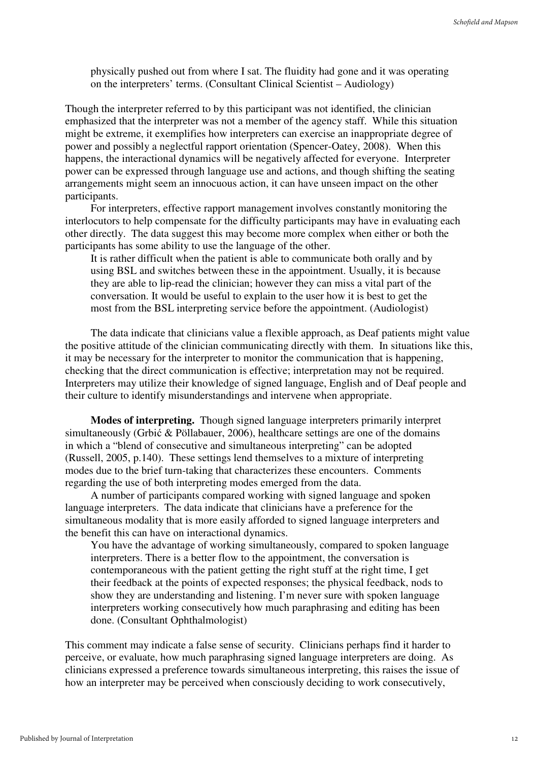> physically pushed out from where I sat. The fluidity had gone and it was operating on the interpreters' terms. (Consultant Clinical Scientist – Audiology)

Though the interpreter referred to by this participant was not identified, the clinician emphasized that the interpreter was not a member of the agency staff. While this situation might be extreme, it exemplifies how interpreters can exercise an inappropriate degree of power and possibly a neglectful rapport orientation (Spencer-Oatey, 2008). When this happens, the interactional dynamics will be negatively affected for everyone. Interpreter power can be expressed through language use and actions, and though shifting the seating arrangements might seem an innocuous action, it can have unseen impact on the other participants.

For interpreters, effective rapport management involves constantly monitoring the interlocutors to help compensate for the difficulty participants may have in evaluating each other directly. The data suggest this may become more complex when either or both the participants has some ability to use the language of the other.

> It is rather difficult when the patient is able to communicate both orally and by using BSL and switches between these in the appointment. Usually, it is because they are able to lip-read the clinician; however they can miss a vital part of the conversation. It would be useful to explain to the user how it is best to get the most from the BSL interpreting service before the appointment. (Audiologist)

The data indicate that clinicians value a flexible approach, as Deaf patients might value the positive attitude of the clinician communicating directly with them. In situations like this, it may be necessary for the interpreter to monitor the communication that is happening, checking that the direct communication is effective; interpretation may not be required. Interpreters may utilize their knowledge of signed language, English and of Deaf people and their culture to identify misunderstandings and intervene when appropriate.

**Modes of interpreting.** Though signed language interpreters primarily interpret simultaneously (Grbić & Pöllabauer, 2006), healthcare settings are one of the domains in which a "blend of consecutive and simultaneous interpreting" can be adopted (Russell, 2005, p.140). These settings lend themselves to a mixture of interpreting modes due to the brief turn-taking that characterizes these encounters. Comments regarding the use of both interpreting modes emerged from the data.

A number of participants compared working with signed language and spoken language interpreters. The data indicate that clinicians have a preference for the simultaneous modality that is more easily afforded to signed language interpreters and the benefit this can have on interactional dynamics.

> You have the advantage of working simultaneously, compared to spoken language interpreters. There is a better flow to the appointment, the conversation is contemporaneous with the patient getting the right stuff at the right time, I get their feedback at the points of expected responses; the physical feedback, nods to show they are understanding and listening. I'm never sure with spoken language interpreters working consecutively how much paraphrasing and editing has been done. (Consultant Ophthalmologist)

This comment may indicate a false sense of security. Clinicians perhaps find it harder to perceive, or evaluate, how much paraphrasing signed language interpreters are doing. As clinicians expressed a preference towards simultaneous interpreting, this raises the issue of how an interpreter may be perceived when consciously deciding to work consecutively,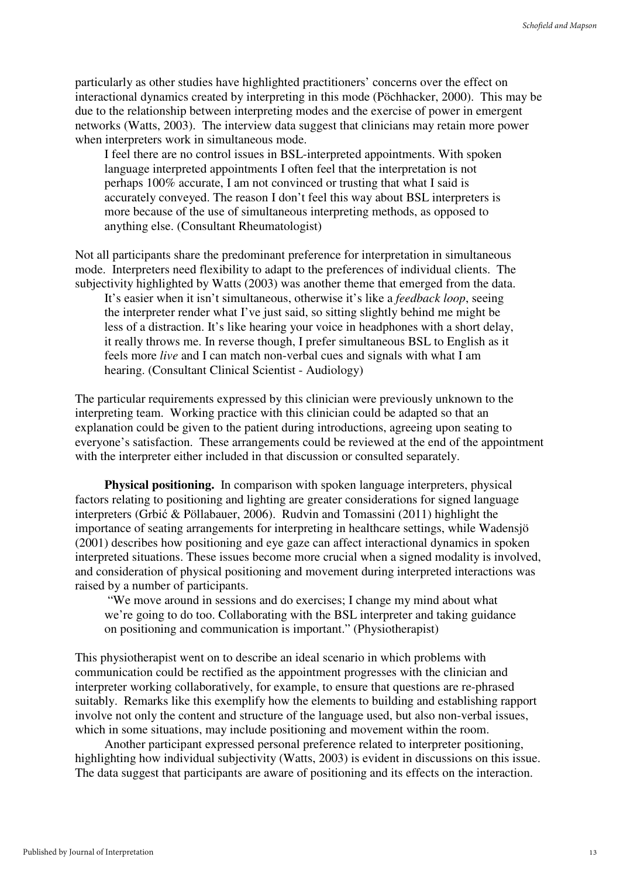particularly as other studies have highlighted practitioners' concerns over the effect on interactional dynamics created by interpreting in this mode (Pöchhacker, 2000). This may be due to the relationship between interpreting modes and the exercise of power in emergent networks (Watts, 2003). The interview data suggest that clinicians may retain more power when interpreters work in simultaneous mode.

> I feel there are no control issues in BSL-interpreted appointments. With spoken language interpreted appointments I often feel that the interpretation is not perhaps 100% accurate, I am not convinced or trusting that what I said is accurately conveyed. The reason I don't feel this way about BSL interpreters is more because of the use of simultaneous interpreting methods, as opposed to anything else. (Consultant Rheumatologist)

Not all participants share the predominant preference for interpretation in simultaneous mode. Interpreters need flexibility to adapt to the preferences of individual clients. The subjectivity highlighted by Watts (2003) was another theme that emerged from the data.

> It's easier when it isn't simultaneous, otherwise it's like a *feedback loop*, seeing the interpreter render what I've just said, so sitting slightly behind me might be less of a distraction. It's like hearing your voice in headphones with a short delay, it really throws me. In reverse though, I prefer simultaneous BSL to English as it feels more *live* and I can match non-verbal cues and signals with what I am hearing. (Consultant Clinical Scientist - Audiology)

The particular requirements expressed by this clinician were previously unknown to the interpreting team. Working practice with this clinician could be adapted so that an explanation could be given to the patient during introductions, agreeing upon seating to everyone's satisfaction. These arrangements could be reviewed at the end of the appointment with the interpreter either included in that discussion or consulted separately.

**Physical positioning.** In comparison with spoken language interpreters, physical factors relating to positioning and lighting are greater considerations for signed language interpreters (Grbić & Pöllabauer, 2006). Rudvin and Tomassini (2011) highlight the importance of seating arrangements for interpreting in healthcare settings, while Wadensjö (2001) describes how positioning and eye gaze can affect interactional dynamics in spoken interpreted situations. These issues become more crucial when a signed modality is involved, and consideration of physical positioning and movement during interpreted interactions was raised by a number of participants.

> "We move around in sessions and do exercises; I change my mind about what we're going to do too. Collaborating with the BSL interpreter and taking guidance on positioning and communication is important." (Physiotherapist)

This physiotherapist went on to describe an ideal scenario in which problems with communication could be rectified as the appointment progresses with the clinician and interpreter working collaboratively, for example, to ensure that questions are re-phrased suitably. Remarks like this exemplify how the elements to building and establishing rapport involve not only the content and structure of the language used, but also non-verbal issues, which in some situations, may include positioning and movement within the room.

Another participant expressed personal preference related to interpreter positioning, highlighting how individual subjectivity (Watts, 2003) is evident in discussions on this issue. The data suggest that participants are aware of positioning and its effects on the interaction.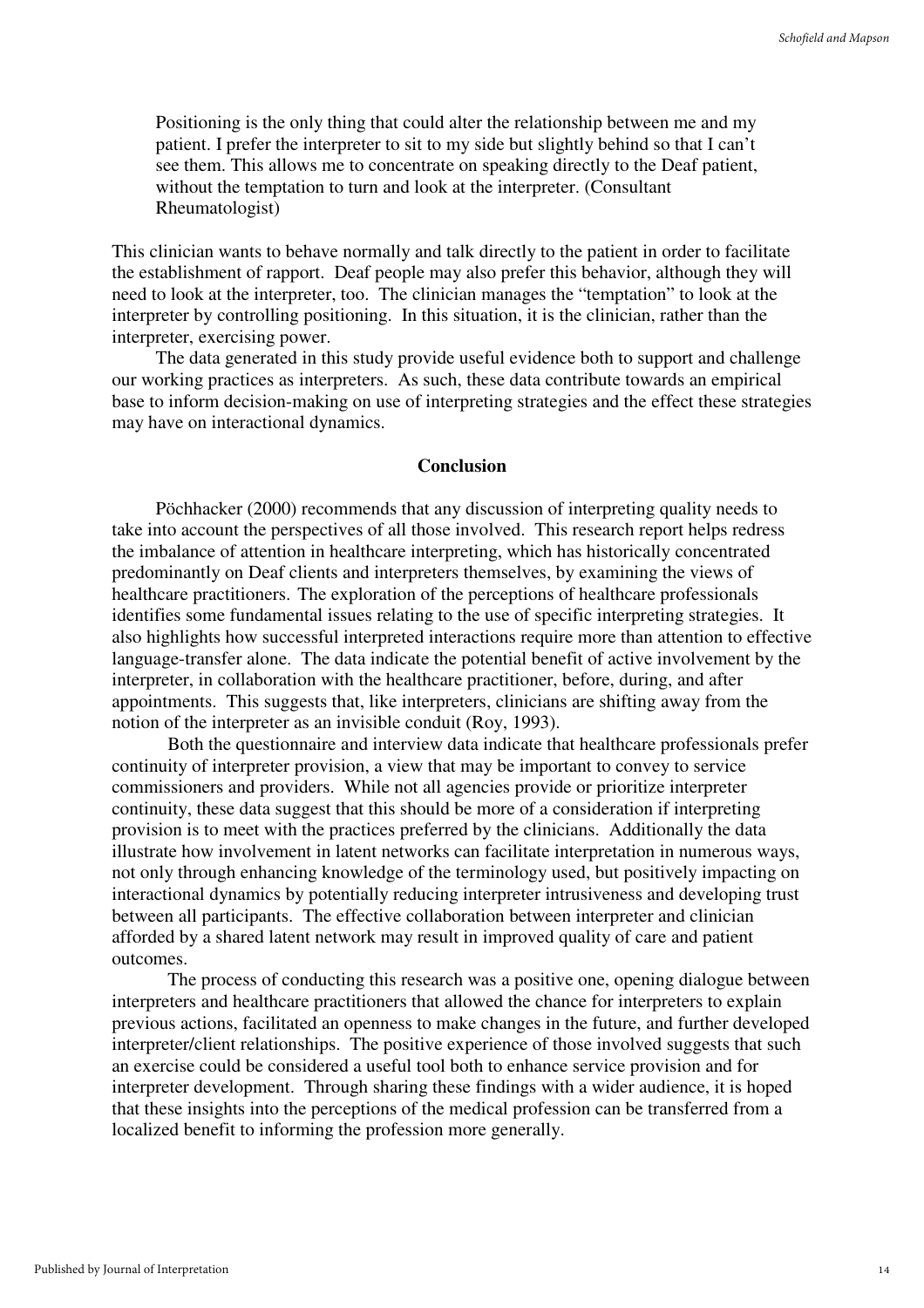> Positioning is the only thing that could alter the relationship between me and my patient. I prefer the interpreter to sit to my side but slightly behind so that I can't see them. This allows me to concentrate on speaking directly to the Deaf patient, without the temptation to turn and look at the interpreter. (Consultant Rheumatologist)

This clinician wants to behave normally and talk directly to the patient in order to facilitate the establishment of rapport. Deaf people may also prefer this behavior, although they will need to look at the interpreter, too. The clinician manages the "temptation" to look at the interpreter by controlling positioning. In this situation, it is the clinician, rather than the interpreter, exercising power.

The data generated in this study provide useful evidence both to support and challenge our working practices as interpreters. As such, these data contribute towards an empirical base to inform decision-making on use of interpreting strategies and the effect these strategies may have on interactional dynamics.

## Conclusion

Pöchhacker (2000) recommends that any discussion of interpreting quality needs to take into account the perspectives of all those involved. This research report helps redress the imbalance of attention in healthcare interpreting, which has historically concentrated predominantly on Deaf clients and interpreters themselves, by examining the views of healthcare practitioners. The exploration of the perceptions of healthcare professionals identifies some fundamental issues relating to the use of specific interpreting strategies. It also highlights how successful interpreted interactions require more than attention to effective language-transfer alone. The data indicate the potential benefit of active involvement by the interpreter, in collaboration with the healthcare practitioner, before, during, and after appointments. This suggests that, like interpreters, clinicians are shifting away from the notion of the interpreter as an invisible conduit (Roy, 1993).

Both the questionnaire and interview data indicate that healthcare professionals prefer continuity of interpreter provision, a view that may be important to convey to service commissioners and providers. While not all agencies provide or prioritize interpreter continuity, these data suggest that this should be more of a consideration if interpreting provision is to meet with the practices preferred by the clinicians. Additionally the data illustrate how involvement in latent networks can facilitate interpretation in numerous ways, not only through enhancing knowledge of the terminology used, but positively impacting on interactional dynamics by potentially reducing interpreter intrusiveness and developing trust between all participants. The effective collaboration between interpreter and clinician afforded by a shared latent network may result in improved quality of care and patient outcomes.

The process of conducting this research was a positive one, opening dialogue between interpreters and healthcare practitioners that allowed the chance for interpreters to explain previous actions, facilitated an openness to make changes in the future, and further developed interpreter/client relationships. The positive experience of those involved suggests that such an exercise could be considered a useful tool both to enhance service provision and for interpreter development. Through sharing these findings with a wider audience, it is hoped that these insights into the perceptions of the medical profession can be transferred from a localized benefit to informing the profession more generally.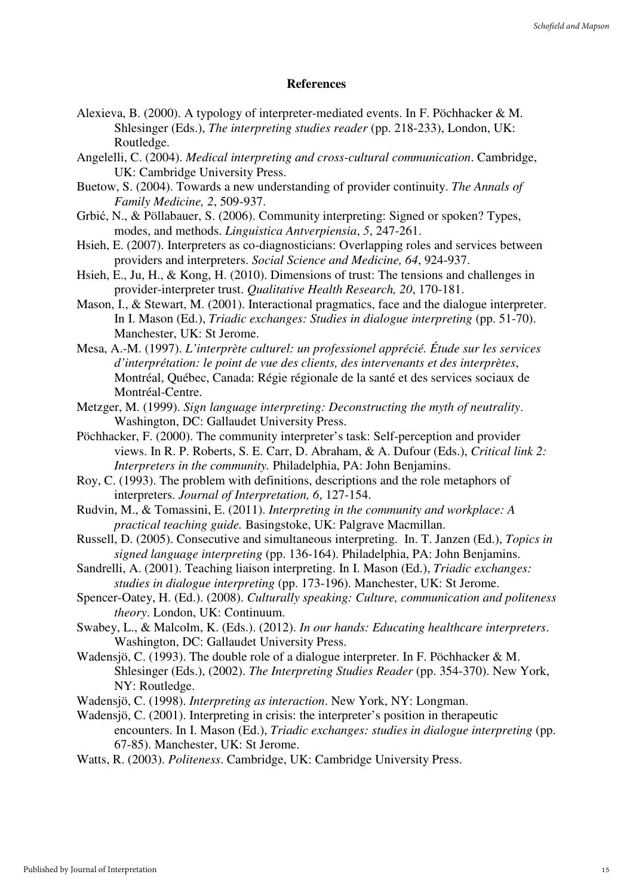## References

Alexieva, B. (2000). A typology of interpreter-mediated events. In F. Pöchhacker & M. Shlesinger (Eds.), *The interpreting studies reader* (pp. 218-233), London, UK: Routledge.

Angelelli, C. (2004). *Medical interpreting and cross-cultural communication*. Cambridge, UK: Cambridge University Press.

Buetow, S. (2004). Towards a new understanding of provider continuity. *The Annals of Family Medicine, 2*, 509-937.

Grbić, N., & Pöllabauer, S. (2006). Community interpreting: Signed or spoken? Types, modes, and methods. *Linguistica Antverpiensia*, *5*, 247-261.

Hsieh, E. (2007). Interpreters as co-diagnosticians: Overlapping roles and services between providers and interpreters. *Social Science and Medicine, 64*, 924-937.

Hsieh, E., Ju, H., & Kong, H. (2010). Dimensions of trust: The tensions and challenges in provider-interpreter trust. *Qualitative Health Research, 20*, 170-181.

Mason, I., & Stewart, M. (2001). Interactional pragmatics, face and the dialogue interpreter. In I. Mason (Ed.), *Triadic exchanges: Studies in dialogue interpreting* (pp. 51-70). Manchester, UK: St Jerome.

Mesa, A.-M. (1997). *L'interprète culturel: un professionel apprécié. Étude sur les services d'interprétation: le point de vue des clients, des intervenants et des interprètes*, Montréal, Québec, Canada: Régie régionale de la santé et des services sociaux de Montréal-Centre.

Metzger, M. (1999). *Sign language interpreting: Deconstructing the myth of neutrality*. Washington, DC: Gallaudet University Press.

Pöchhacker, F. (2000). The community interpreter's task: Self-perception and provider views. In R. P. Roberts, S. E. Carr, D. Abraham, & A. Dufour (Eds.), *Critical link 2: Interpreters in the community.* Philadelphia, PA: John Benjamins.

Roy, C. (1993). The problem with definitions, descriptions and the role metaphors of interpreters. *Journal of Interpretation, 6*, 127-154.

Rudvin, M., & Tomassini, E. (2011). *Interpreting in the community and workplace: A practical teaching guide.* Basingstoke, UK: Palgrave Macmillan.

Russell, D. (2005). Consecutive and simultaneous interpreting. In. T. Janzen (Ed.), *Topics in signed language interpreting* (pp. 136-164). Philadelphia, PA: John Benjamins.

Sandrelli, A. (2001). Teaching liaison interpreting. In I. Mason (Ed.), *Triadic exchanges: studies in dialogue interpreting* (pp. 173-196). Manchester, UK: St Jerome.

Spencer-Oatey, H. (Ed.). (2008). *Culturally speaking: Culture, communication and politeness theory*. London, UK: Continuum.

Swabey, L., & Malcolm, K. (Eds.). (2012). *In our hands: Educating healthcare interpreters*. Washington, DC: Gallaudet University Press.

Wadensjö, C. (1993). The double role of a dialogue interpreter. In F. Pöchhacker & M. Shlesinger (Eds.), (2002). *The Interpreting Studies Reader* (pp. 354-370). New York, NY: Routledge.

Wadensjö, C. (1998). *Interpreting as interaction*. New York, NY: Longman.

Wadensjö, C. (2001). Interpreting in crisis: the interpreter's position in therapeutic encounters. In I. Mason (Ed.), *Triadic exchanges: studies in dialogue interpreting* (pp. 67-85). Manchester, UK: St Jerome.

Watts, R. (2003). *Politeness*. Cambridge, UK: Cambridge University Press.